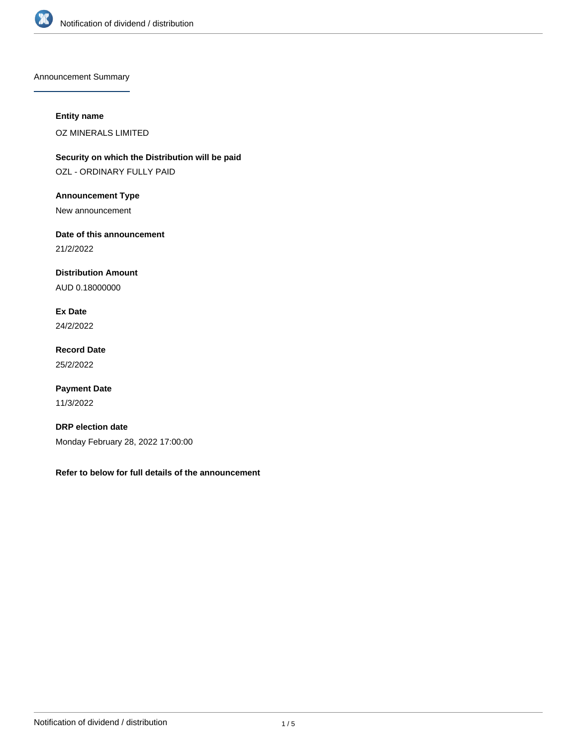## Announcement Summary

**Entity name**

OZ MINERALS LIMITED

**Security on which the Distribution will be paid**

OZL - ORDINARY FULLY PAID

**Announcement Type**

New announcement

**Date of this announcement**

21/2/2022

**Distribution Amount**

AUD 0.18000000

**Ex Date**

24/2/2022

**Record Date**

25/2/2022

**Payment Date**

11/3/2022

**DRP election date**

Monday February 28, 2022 17:00:00

**Refer to below for full details of the announcement**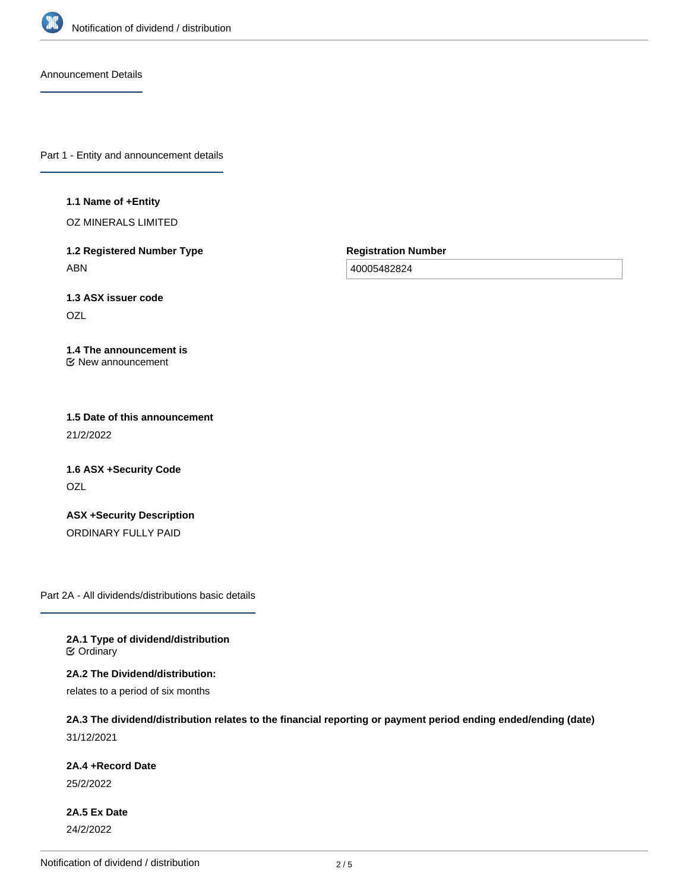## Announcement Details

## Part 1 - Entity and announcement details

**1.1 Name of +Entity**

OZ MINERALS LIMITED

**1.2 Registered Number Type**

ABN

**Registration Number**

40005482824

**1.3 ASX issuer code**

OZL

**1.4 The announcement is**

New announcement

**1.5 Date of this announcement**

21/2/2022

**1.6 ASX +Security Code**

OZL

**ASX +Security Description**

ORDINARY FULLY PAID

## Part 2A - All dividends/distributions basic details

**2A.1 Type of dividend/distribution**

Ordinary

**2A.2 The Dividend/distribution:**

relates to a period of six months

**2A.3 The dividend/distribution relates to the financial reporting or payment period ending ended/ending (date)**

31/12/2021

**2A.4 +Record Date**

25/2/2022

**2A.5 Ex Date**

24/2/2022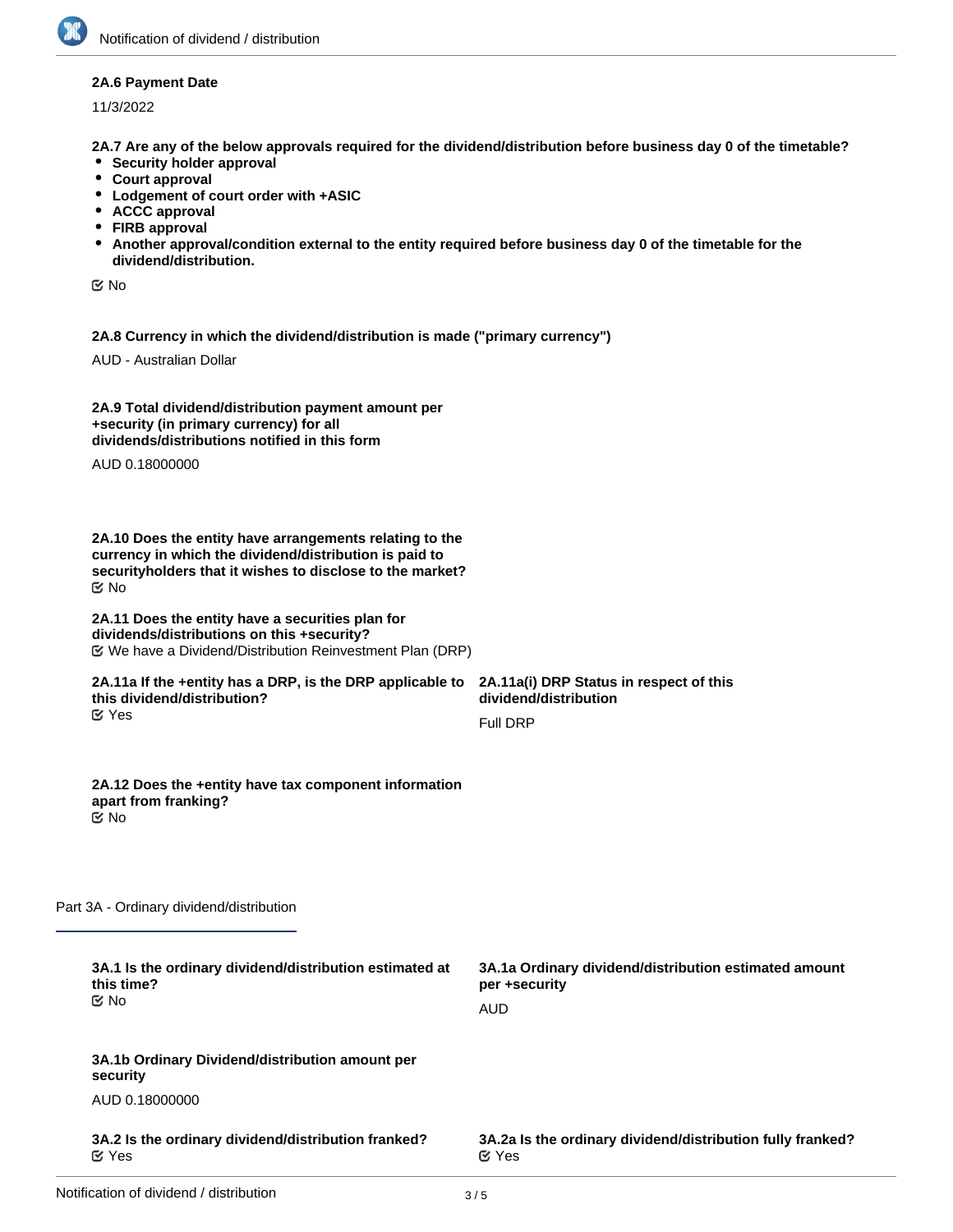**2A.6 Payment Date**

11/3/2022

**2A.7 Are any of the below approvals required for the dividend/distribution before business day 0 of the timetable?**

- **Security holder approval**
- **Court approval**
- **Lodgement of court order with +ASIC**
- **ACCC approval**
- **FIRB approval**
- **Another approval/condition external to the entity required before business day 0 of the timetable for the dividend/distribution.**

☑ No

**2A.8 Currency in which the dividend/distribution is made ("primary currency")**

AUD - Australian Dollar

**2A.9 Total dividend/distribution payment amount per +security (in primary currency) for all dividends/distributions notified in this form**

AUD 0.18000000

**2A.10 Does the entity have arrangements relating to the currency in which the dividend/distribution is paid to securityholders that it wishes to disclose to the market?**

☑ No

**2A.11 Does the entity have a securities plan for dividends/distributions on this +security?**

☑ We have a Dividend/Distribution Reinvestment Plan (DRP)

**2A.11a If the +entity has a DRP, is the DRP applicable to this dividend/distribution?**

☑ Yes

**2A.11a(i) DRP Status in respect of this dividend/distribution**

Full DRP

**2A.12 Does the +entity have tax component information apart from franking?**

☑ No

## Part 3A - Ordinary dividend/distribution

**3A.1 Is the ordinary dividend/distribution estimated at this time?**

☑ No

**3A.1a Ordinary dividend/distribution estimated amount per +security**

AUD

**3A.1b Ordinary Dividend/distribution amount per security**

AUD 0.18000000

**3A.2 Is the ordinary dividend/distribution franked?**

☑ Yes

**3A.2a Is the ordinary dividend/distribution fully franked?**

☑ Yes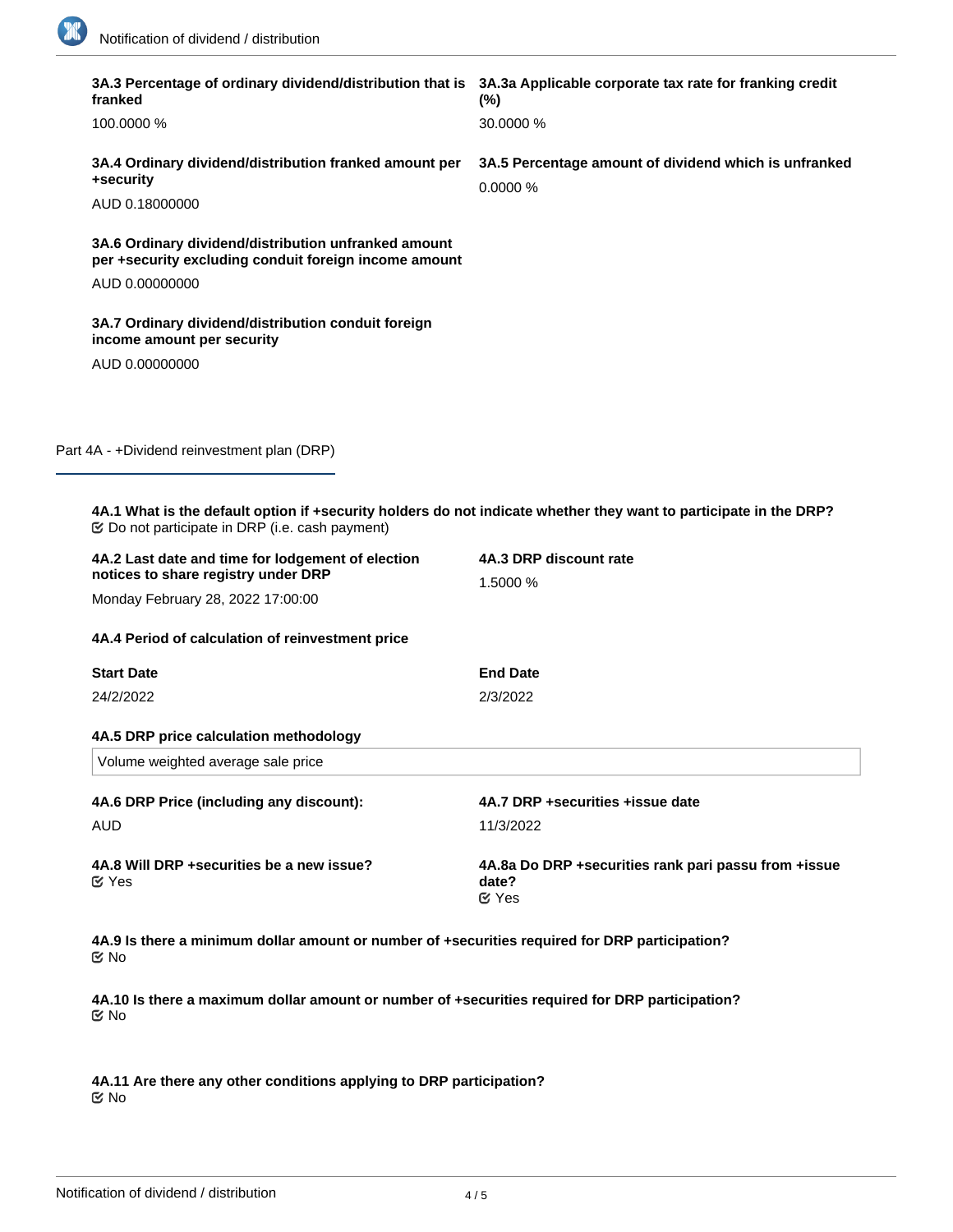**3A.3 Percentage of ordinary dividend/distribution that is franked**

100.0000 %

**3A.3a Applicable corporate tax rate for franking credit (%)**

30.0000 %

**3A.4 Ordinary dividend/distribution franked amount per +security**

AUD 0.18000000

**3A.5 Percentage amount of dividend which is unfranked**

0.0000 %

**3A.6 Ordinary dividend/distribution unfranked amount per +security excluding conduit foreign income amount**

AUD 0.00000000

**3A.7 Ordinary dividend/distribution conduit foreign income amount per security**

AUD 0.00000000

## Part 4A - +Dividend reinvestment plan (DRP)

**4A.1 What is the default option if +security holders do not indicate whether they want to participate in the DRP?**

☑ Do not participate in DRP (i.e. cash payment)

**4A.2 Last date and time for lodgement of election notices to share registry under DRP**

Monday February 28, 2022 17:00:00

**4A.3 DRP discount rate**

1.5000 %

**4A.4 Period of calculation of reinvestment price**

| Start Date | End Date |
| --- | --- |
| 24/2/2022 | 2/3/2022 |

**4A.5 DRP price calculation methodology**

Volume weighted average sale price

**4A.6 DRP Price (including any discount):**

AUD

**4A.7 DRP +securities +issue date**

11/3/2022

**4A.8 Will DRP +securities be a new issue?**

☑ Yes

**4A.8a Do DRP +securities rank pari passu from +issue date?**

☑ Yes

**4A.9 Is there a minimum dollar amount or number of +securities required for DRP participation?**

☑ No

**4A.10 Is there a maximum dollar amount or number of +securities required for DRP participation?**

☑ No

**4A.11 Are there any other conditions applying to DRP participation?**

☑ No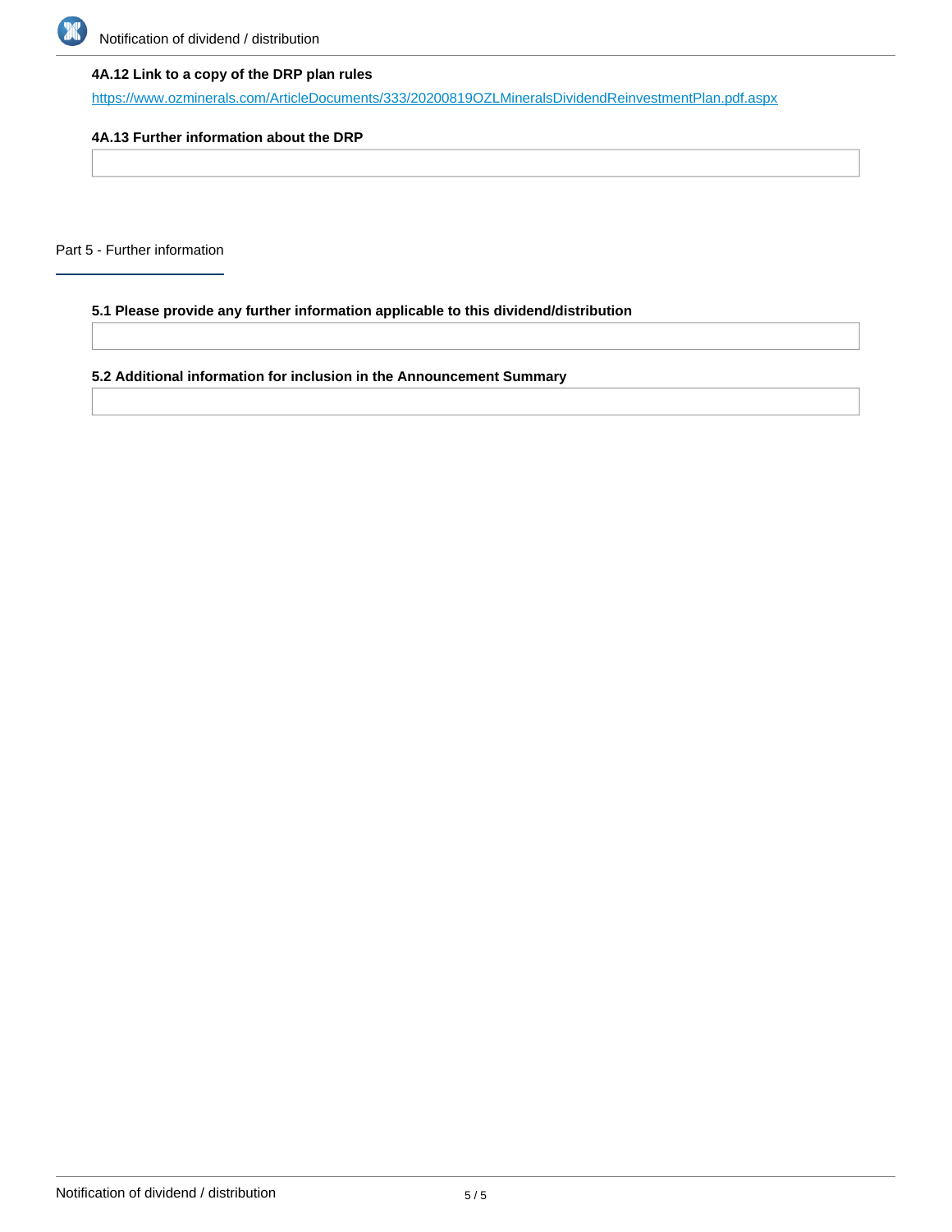#### 4A.12 Link to a copy of the DRP plan rules

https://www.ozminerals.com/ArticleDocuments/333/20200819OZLMineralsDividendReinvestmentPlan.pdf.aspx

#### 4A.13 Further information about the DRP

## Part 5 - Further information

#### 5.1 Please provide any further information applicable to this dividend/distribution

#### 5.2 Additional information for inclusion in the Announcement Summary